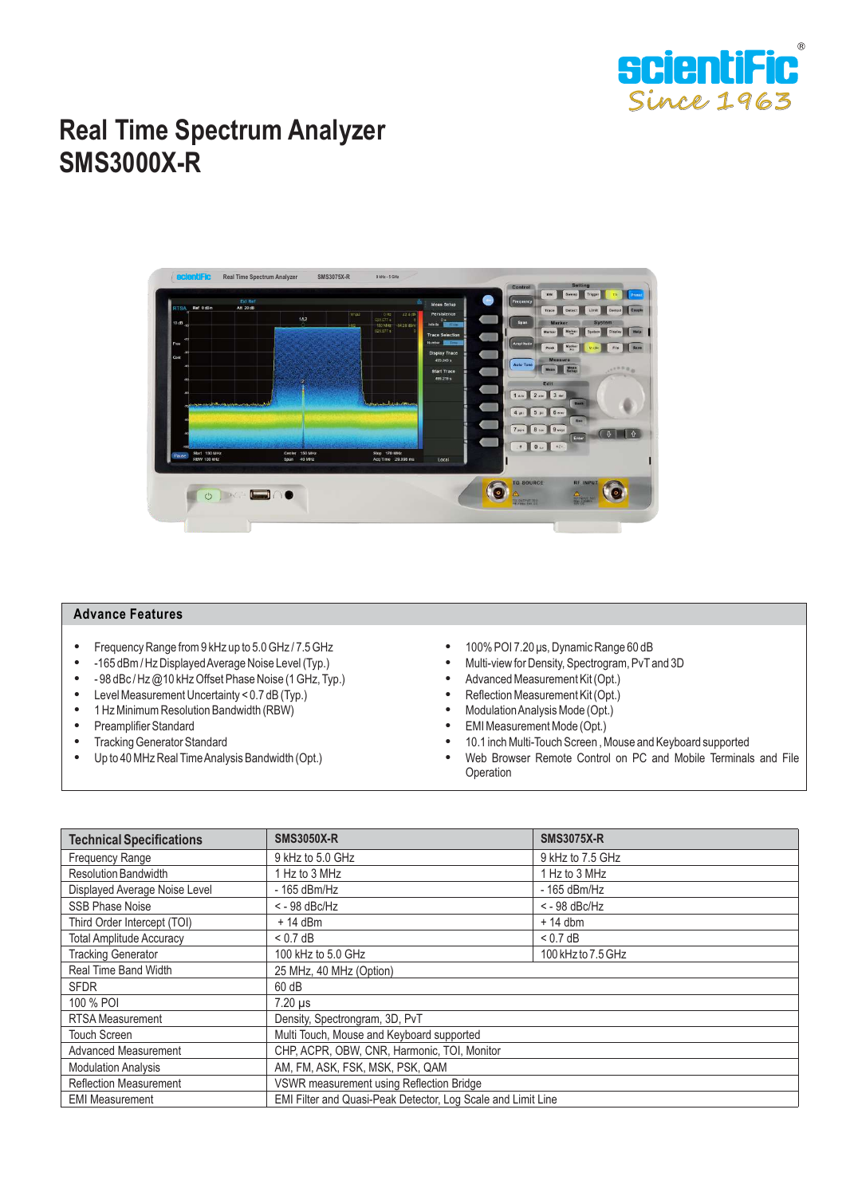# Real Time Spectrum Analyzer SMS3000X-R

## Advance Features

- Frequency Range from 9 kHz up to 5.0 GHz / 7.5 GHz
- -165 dBm / Hz Displayed Average Noise Level (Typ.)
- - 98 dBc / Hz @10 kHz Offset Phase Noise (1 GHz, Typ.)
- Level Measurement Uncertainty < 0.7 dB (Typ.)
- 1 Hz Minimum Resolution Bandwidth (RBW)
- Preamplifier Standard
- Tracking Generator Standard
- Up to 40 MHz Real Time Analysis Bandwidth (Opt.)
- 100% POI 7.20 µs, Dynamic Range 60 dB
- Multi-view for Density, Spectrogram, PvT and 3D
- Advanced Measurement Kit (Opt.)
- Reflection Measurement Kit (Opt.)
- Modulation Analysis Mode (Opt.)
- EMI Measurement Mode (Opt.)
- 10.1 inch Multi-Touch Screen , Mouse and Keyboard supported
- Web Browser Remote Control on PC and Mobile Terminals and File Operation

| Technical Specifications | SMS3050X-R | SMS3075X-R |
|---|---|---|
| Frequency Range | 9 kHz to 5.0 GHz | 9 kHz to 7.5 GHz |
| Resolution Bandwidth | 1 Hz to 3 MHz | 1 Hz to 3 MHz |
| Displayed Average Noise Level | - 165 dBm/Hz | - 165 dBm/Hz |
| SSB Phase Noise | < - 98 dBc/Hz | < - 98 dBc/Hz |
| Third Order Intercept (TOI) | + 14 dBm | + 14 dbm |
| Total Amplitude Accuracy | < 0.7 dB | < 0.7 dB |
| Tracking Generator | 100 kHz to 5.0 GHz | 100 kHz to 7.5 GHz |
| Real Time Band Width | 25 MHz, 40 MHz (Option) | |
| SFDR | 60 dB | |
| 100 % POI | 7.20 µs | |
| RTSA Measurement | Density, Spectrogram, 3D, PvT | |
| Touch Screen | Multi Touch, Mouse and Keyboard supported | |
| Advanced Measurement | CHP, ACPR, OBW, CNR, Harmonic, TOI, Monitor | |
| Modulation Analysis | AM, FM, ASK, FSK, MSK, PSK, QAM | |
| Reflection Measurement | VSWR measurement using Reflection Bridge | |
| EMI Measurement | EMI Filter and Quasi-Peak Detector, Log Scale and Limit Line | |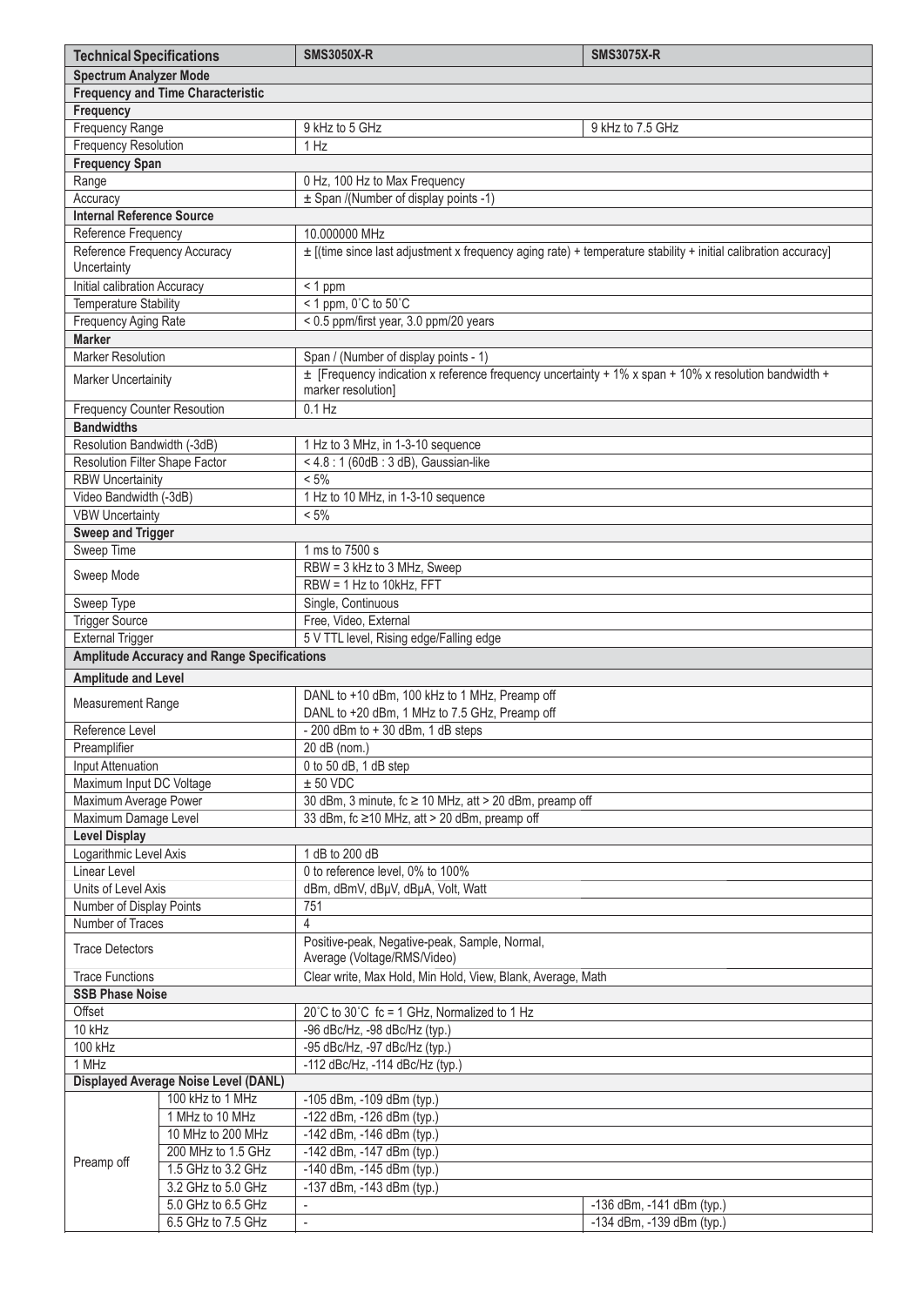| Technical Specifications | | SMS3050X-R | SMS3075X-R |
|---|---|---|---|
| **Spectrum Analyzer Mode** | | | |
| **Frequency and Time Characteristic** | | | |
| **Frequency** | | | |
| Frequency Range | | 9 kHz to 5 GHz | 9 kHz to 7.5 GHz |
| Frequency Resolution | | 1 Hz | |
| **Frequency Span** | | | |
| Range | | 0 Hz, 100 Hz to Max Frequency | |
| Accuracy | | ± Span /(Number of display points -1) | |
| **Internal Reference Source** | | | |
| Reference Frequency | | 10.000000 MHz | |
| Reference Frequency Accuracy Uncertainty | | ± [(time since last adjustment x frequency aging rate) + temperature stability + initial calibration accuracy] | |
| Initial calibration Accuracy | | < 1 ppm | |
| Temperature Stability | | < 1 ppm, 0˚C to 50˚C | |
| Frequency Aging Rate | | < 0.5 ppm/first year, 3.0 ppm/20 years | |
| **Marker** | | | |
| Marker Resolution | | Span / (Number of display points - 1) | |
| Marker Uncertainity | | ± [Frequency indication x reference frequency uncertainty + 1% x span + 10% x resolution bandwidth + marker resolution] | |
| Frequency Counter Resoution | | 0.1 Hz | |
| **Bandwidths** | | | |
| Resolution Bandwidth (-3dB) | | 1 Hz to 3 MHz, in 1-3-10 sequence | |
| Resolution Filter Shape Factor | | < 4.8 : 1 (60dB : 3 dB), Gaussian-like | |
| RBW Uncertainity | | < 5% | |
| Video Bandwidth (-3dB) | | 1 Hz to 10 MHz, in 1-3-10 sequence | |
| VBW Uncertainty | | < 5% | |
| **Sweep and Trigger** | | | |
| Sweep Time | | 1 ms to 7500 s | |
| Sweep Mode | | RBW = 3 kHz to 3 MHz, Sweep<br>RBW = 1 Hz to 10kHz, FFT | |
| Sweep Type | | Single, Continuous | |
| Trigger Source | | Free, Video, External | |
| External Trigger | | 5 V TTL level, Rising edge/Falling edge | |
| **Amplitude Accuracy and Range Specifications** | | | |
| **Amplitude and Level** | | | |
| Measurement Range | | DANL to +10 dBm, 100 kHz to 1 MHz, Preamp off<br>DANL to +20 dBm, 1 MHz to 7.5 GHz, Preamp off | |
| Reference Level | | - 200 dBm to + 30 dBm, 1 dB steps | |
| Preamplifier | | 20 dB (nom.) | |
| Input Attenuation | | 0 to 50 dB, 1 dB step | |
| Maximum Input DC Voltage | | ± 50 VDC | |
| Maximum Average Power | | 30 dBm, 3 minute, fc ≥ 10 MHz, att > 20 dBm, preamp off | |
| Maximum Damage Level | | 33 dBm, fc ≥10 MHz, att > 20 dBm, preamp off | |
| **Level Display** | | | |
| Logarithmic Level Axis | | 1 dB to 200 dB | |
| Linear Level | | 0 to reference level, 0% to 100% | |
| Units of Level Axis | | dBm, dBmV, dBμV, dBμA, Volt, Watt | |
| Number of Display Points | | 751 | |
| Number of Traces | | 4 | |
| Trace Detectors | | Positive-peak, Negative-peak, Sample, Normal, Average (Voltage/RMS/Video) | |
| Trace Functions | | Clear write, Max Hold, Min Hold, View, Blank, Average, Math | |
| **SSB Phase Noise** | | | |
| Offset | | 20˚C to 30˚C fc = 1 GHz, Normalized to 1 Hz | |
| 10 kHz | | -96 dBc/Hz, -98 dBc/Hz (typ.) | |
| 100 kHz | | -95 dBc/Hz, -97 dBc/Hz (typ.) | |
| 1 MHz | | -112 dBc/Hz, -114 dBc/Hz (typ.) | |
| **Displayed Average Noise Level (DANL)** | | | |
| Preamp off | 100 kHz to 1 MHz | -105 dBm, -109 dBm (typ.) | |
| | 1 MHz to 10 MHz | -122 dBm, -126 dBm (typ.) | |
| | 10 MHz to 200 MHz | -142 dBm, -146 dBm (typ.) | |
| | 200 MHz to 1.5 GHz | -142 dBm, -147 dBm (typ.) | |
| | 1.5 GHz to 3.2 GHz | -140 dBm, -145 dBm (typ.) | |
| | 3.2 GHz to 5.0 GHz | -137 dBm, -143 dBm (typ.) | |
| | 5.0 GHz to 6.5 GHz | - | -136 dBm, -141 dBm (typ.) |
| | 6.5 GHz to 7.5 GHz | - | -134 dBm, -139 dBm (typ.) |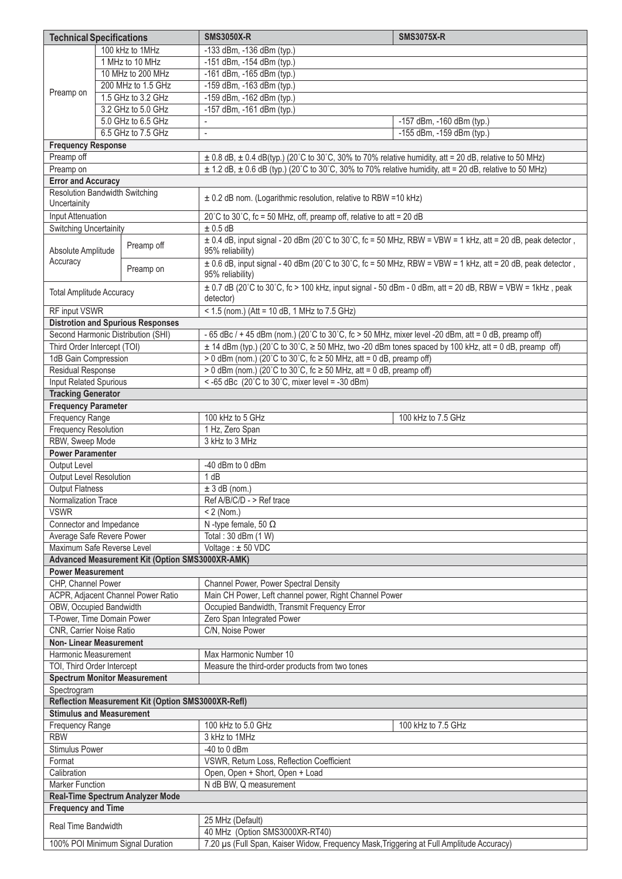| Technical Specifications | | | SMS3050X-R | SMS3075X-R |
|---|---|---|---|---|
| Preamp on | 100 kHz to 1MHz | | -133 dBm, -136 dBm (typ.) | |
| | 1 MHz to 10 MHz | | -151 dBm, -154 dBm (typ.) | |
| | 10 MHz to 200 MHz | | -161 dBm, -165 dBm (typ.) | |
| | 200 MHz to 1.5 GHz | | -159 dBm, -163 dBm (typ.) | |
| | 1.5 GHz to 3.2 GHz | | -159 dBm, -162 dBm (typ.) | |
| | 3.2 GHz to 5.0 GHz | | -157 dBm, -161 dBm (typ.) | |
| | 5.0 GHz to 6.5 GHz | | - | -157 dBm, -160 dBm (typ.) |
| | 6.5 GHz to 7.5 GHz | | - | -155 dBm, -159 dBm (typ.) |
| **Frequency Response** | | | | |
| Preamp off | | | ± 0.8 dB, ± 0.4 dB(typ.) (20˚C to 30˚C, 30% to 70% relative humidity, att = 20 dB, relative to 50 MHz) | |
| Preamp on | | | ± 1.2 dB, ± 0.6 dB (typ.) (20˚C to 30˚C, 30% to 70% relative humidity, att = 20 dB, relative to 50 MHz) | |
| **Error and Accuracy** | | | | |
| Resolution Bandwidth Switching Uncertainity | | | ± 0.2 dB nom. (Logarithmic resolution, relative to RBW =10 kHz) | |
| Input Attenuation | | | 20˚C to 30˚C, fc = 50 MHz, off, preamp off, relative to att = 20 dB | |
| Switching Uncertainity | | | ± 0.5 dB | |
| Absolute Amplitude Accuracy | | Preamp off | ± 0.4 dB, input signal - 20 dBm (20˚C to 30˚C, fc = 50 MHz, RBW = VBW = 1 kHz, att = 20 dB, peak detector , 95% reliability) | |
| | | Preamp on | ± 0.6 dB, input signal - 40 dBm (20˚C to 30˚C, fc = 50 MHz, RBW = VBW = 1 kHz, att = 20 dB, peak detector , 95% reliability) | |
| Total Amplitude Accuracy | | | ± 0.7 dB (20˚C to 30˚C, fc > 100 kHz, input signal - 50 dBm - 0 dBm, att = 20 dB, RBW = VBW = 1kHz , peak detector) | |
| RF input VSWR | | | < 1.5 (nom.) (Att = 10 dB, 1 MHz to 7.5 GHz) | |
| **Distrotion and Spurious Responses** | | | | |
| Second Harmonic Distribution (SHI) | | | - 65 dBc / + 45 dBm (nom.) (20˚C to 30˚C, fc > 50 MHz, mixer level -20 dBm, att = 0 dB, preamp off) | |
| Third Order Intercept (TOI) | | | ± 14 dBm (typ.) (20˚C to 30˚C, ≥ 50 MHz, two -20 dBm tones spaced by 100 kHz, att = 0 dB, preamp off) | |
| 1dB Gain Compression | | | > 0 dBm (nom.) (20˚C to 30˚C, fc ≥ 50 MHz, att = 0 dB, preamp off) | |
| Residual Response | | | > 0 dBm (nom.) (20˚C to 30˚C, fc ≥ 50 MHz, att = 0 dB, preamp off) | |
| Input Related Spurious | | | < -65 dBc (20˚C to 30˚C, mixer level = -30 dBm) | |
| **Tracking Generator** | | | | |
| **Frequency Parameter** | | | | |
| Frequency Range | | | 100 kHz to 5 GHz | 100 kHz to 7.5 GHz |
| Frequency Resolution | | | 1 Hz, Zero Span | |
| RBW, Sweep Mode | | | 3 kHz to 3 MHz | |
| **Power Paramenter** | | | | |
| Output Level | | | -40 dBm to 0 dBm | |
| Output Level Resolution | | | 1 dB | |
| Output Flatness | | | ± 3 dB (nom.) | |
| Normalization Trace | | | Ref A/B/C/D - > Ref trace | |
| VSWR | | | < 2 (Nom.) | |
| Connector and Impedance | | | N -type female, 50 Ω | |
| Average Safe Revere Power | | | Total : 30 dBm (1 W) | |
| Maximum Safe Reverse Level | | | Voltage : ± 50 VDC | |
| **Advanced Measurement Kit (Option SMS3000XR-AMK)** | | | | |
| **Power Measurement** | | | | |
| CHP, Channel Power | | | Channel Power, Power Spectral Density | |
| ACPR, Adjacent Channel Power Ratio | | | Main CH Power, Left channel power, Right Channel Power | |
| OBW, Occupied Bandwidth | | | Occupied Bandwidth, Transmit Frequency Error | |
| T-Power, Time Domain Power | | | Zero Span Integrated Power | |
| CNR, Carrier Noise Ratio | | | C/N, Noise Power | |
| **Non- Linear Measurement** | | | | |
| Harmonic Measurement | | | Max Harmonic Number 10 | |
| TOI, Third Order Intercept | | | Measure the third-order products from two tones | |
| **Spectrum Monitor Measurement** | | | | |
| Spectrogram | | | | |
| **Reflection Measurement Kit (Option SMS3000XR-Refl)** | | | | |
| **Stimulus and Measurement** | | | | |
| Frequency Range | | | 100 kHz to 5.0 GHz | 100 kHz to 7.5 GHz |
| RBW | | | 3 kHz to 1MHz | |
| Stimulus Power | | | -40 to 0 dBm | |
| Format | | | VSWR, Return Loss, Reflection Coefficient | |
| Calibration | | | Open, Open + Short, Open + Load | |
| Marker Function | | | N dB BW, Q measurement | |
| **Real-Time Spectrum Analyzer Mode** | | | | |
| **Frequency and Time** | | | | |
| Real Time Bandwidth | | | 25 MHz (Default) | |
| | | | 40 MHz (Option SMS3000XR-RT40) | |
| 100% POI Minimum Signal Duration | | | 7.20 µs (Full Span, Kaiser Widow, Frequency Mask,Triggering at Full Amplitude Accuracy) | |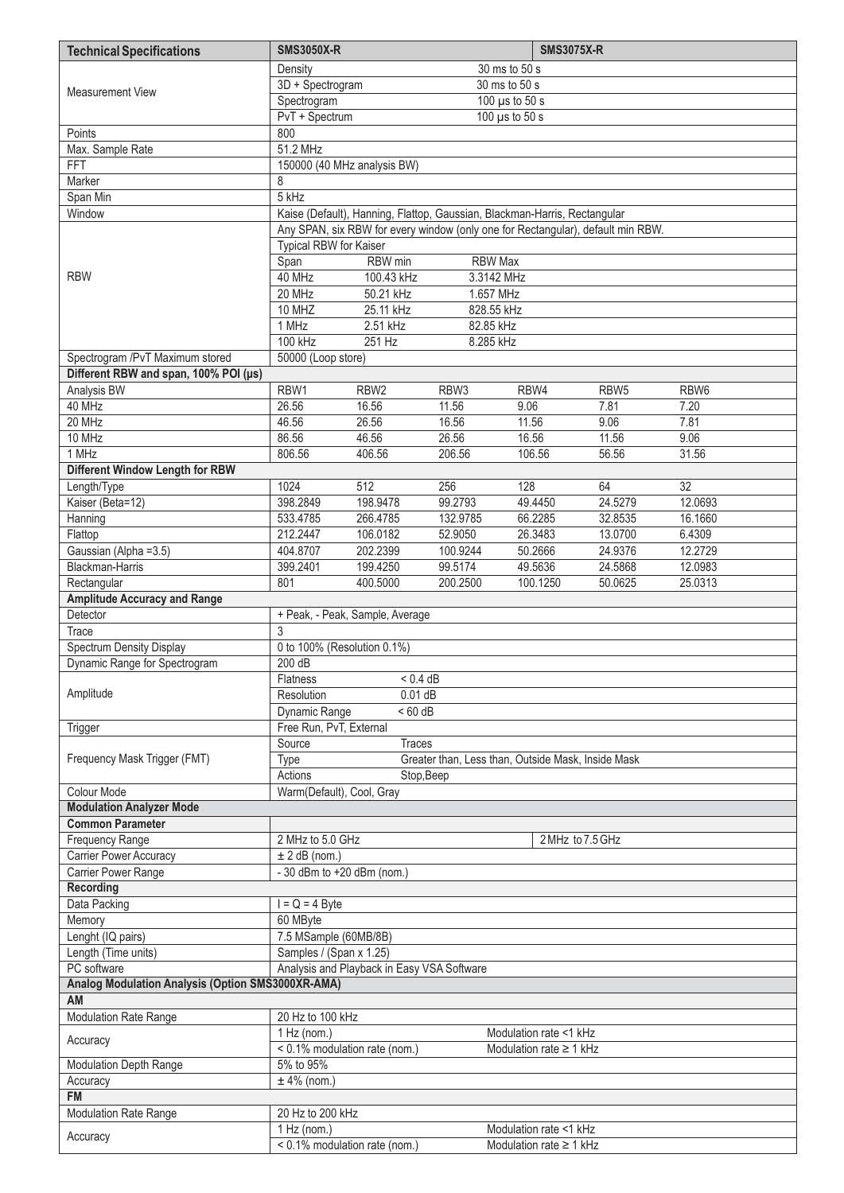| Technical Specifications | SMS3050X-R | | | SMS3075X-R | | |
|---|---|---|---|---|---|---|
| Measurement View | Density | | 30 ms to 50 s | | | |
| | 3D + Spectrogram | | 30 ms to 50 s | | | |
| | Spectrogram | | 100 µs to 50 s | | | |
| | PvT + Spectrum | | 100 µs to 50 s | | | |
| Points | 800 | | | | | |
| Max. Sample Rate | 51.2 MHz | | | | | |
| FFT | 150000 (40 MHz analysis BW) | | | | | |
| Marker | 8 | | | | | |
| Span Min | 5 kHz | | | | | |
| Window | Kaise (Default), Hanning, Flattop, Gaussian, Blackman-Harris, Rectangular | | | | | |
| RBW | Any SPAN, six RBW for every window (only one for Rectangular), default min RBW. | | | | | |
| | Typical RBW for Kaiser | | | | | |
| | Span | RBW min | RBW Max | | | |
| | 40 MHz | 100.43 kHz | 3.3142 MHz | | | |
| | 20 MHz | 50.21 kHz | 1.657 MHz | | | |
| | 10 MHZ | 25.11 kHz | 828.55 kHz | | | |
| | 1 MHz | 2.51 kHz | 82.85 kHz | | | |
| | 100 kHz | 251 Hz | 8.285 kHz | | | |
| Spectrogram /PvT Maximum stored | 50000 (Loop store) | | | | | |
| **Different RBW and span, 100% POI (µs)** | | | | | | |
| Analysis BW | RBW1 | RBW2 | RBW3 | RBW4 | RBW5 | RBW6 |
| 40 MHz | 26.56 | 16.56 | 11.56 | 9.06 | 7.81 | 7.20 |
| 20 MHz | 46.56 | 26.56 | 16.56 | 11.56 | 9.06 | 7.81 |
| 10 MHz | 86.56 | 46.56 | 26.56 | 16.56 | 11.56 | 9.06 |
| 1 MHz | 806.56 | 406.56 | 206.56 | 106.56 | 56.56 | 31.56 |
| **Different Window Length for RBW** | | | | | | |
| Length/Type | 1024 | 512 | 256 | 128 | 64 | 32 |
| Kaiser (Beta=12) | 398.2849 | 198.9478 | 99.2793 | 49.4450 | 24.5279 | 12.0693 |
| Hanning | 533.4785 | 266.4785 | 132.9785 | 66.2285 | 32.8535 | 16.1660 |
| Flattop | 212.2447 | 106.0182 | 52.9050 | 26.3483 | 13.0700 | 6.4309 |
| Gaussian (Alpha =3.5) | 404.8707 | 202.2399 | 100.9244 | 50.2666 | 24.9376 | 12.2729 |
| Blackman-Harris | 399.2401 | 199.4250 | 99.5174 | 49.5636 | 24.5868 | 12.0983 |
| Rectangular | 801 | 400.5000 | 200.2500 | 100.1250 | 50.0625 | 25.0313 |
| **Amplitude Accuracy and Range** | | | | | | |
| Detector | + Peak, - Peak, Sample, Average | | | | | |
| Trace | 3 | | | | | |
| Spectrum Density Display | 0 to 100% (Resolution 0.1%) | | | | | |
| Dynamic Range for Spectrogram | 200 dB | | | | | |
| Amplitude | Flatness | < 0.4 dB | | | | |
| | Resolution | 0.01 dB | | | | |
| | Dynamic Range | < 60 dB | | | | |
| Trigger | Free Run, PvT, External | | | | | |
| Frequency Mask Trigger (FMT) | Source | Traces | | | | |
| | Type | Greater than, Less than, Outside Mask, Inside Mask | | | | |
| | Actions | Stop,Beep | | | | |
| Colour Mode | Warm(Default), Cool, Gray | | | | | |
| **Modulation Analyzer Mode** | | | | | | |
| **Common Parameter** | | | | | | |
| Frequency Range | 2 MHz to 5.0 GHz | | | 2 MHz to 7.5 GHz | | |
| Carrier Power Accuracy | ± 2 dB (nom.) | | | | | |
| Carrier Power Range | - 30 dBm to +20 dBm (nom.) | | | | | |
| **Recording** | | | | | | |
| Data Packing | I = Q = 4 Byte | | | | | |
| Memory | 60 MByte | | | | | |
| Lenght (IQ pairs) | 7.5 MSample (60MB/8B) | | | | | |
| Length (Time units) | Samples / (Span x 1.25) | | | | | |
| PC software | Analysis and Playback in Easy VSA Software | | | | | |
| **Analog Modulation Analysis (Option SMS3000XR-AMA)** | | | | | | |
| **AM** | | | | | | |
| Modulation Rate Range | 20 Hz to 100 kHz | | | | | |
| Accuracy | 1 Hz (nom.) | | | Modulation rate <1 kHz | | |
| | < 0.1% modulation rate (nom.) | | | Modulation rate ≥ 1 kHz | | |
| Modulation Depth Range | 5% to 95% | | | | | |
| Accuracy | ± 4% (nom.) | | | | | |
| **FM** | | | | | | |
| Modulation Rate Range | 20 Hz to 200 kHz | | | | | |
| Accuracy | 1 Hz (nom.) | | | Modulation rate <1 kHz | | |
| | < 0.1% modulation rate (nom.) | | | Modulation rate ≥ 1 kHz | | |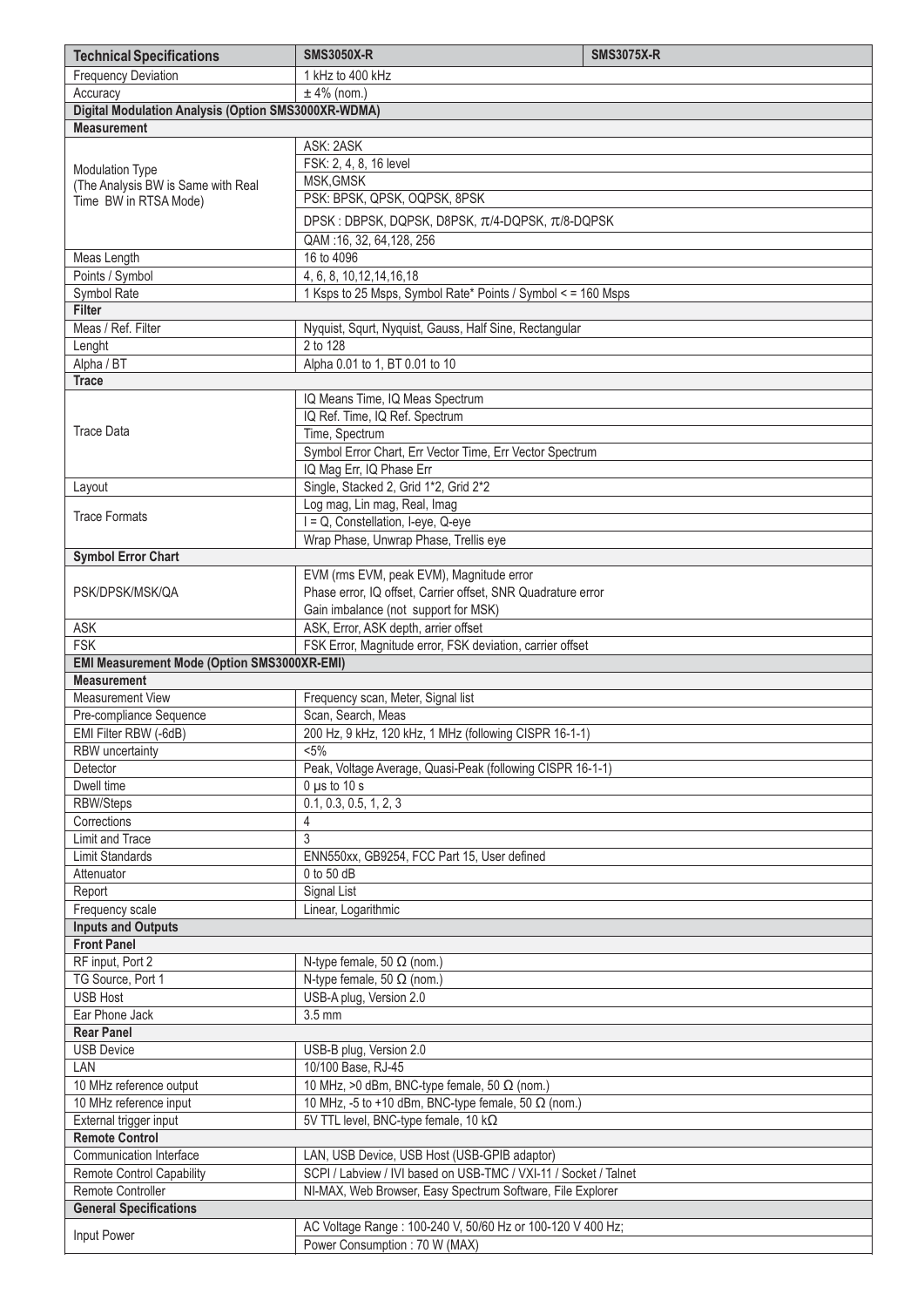| Technical Specifications | SMS3050X-R | SMS3075X-R |
|---|---|---|
| Frequency Deviation | 1 kHz to 400 kHz | |
| Accuracy | ± 4% (nom.) | |
| **Digital Modulation Analysis (Option SMS3000XR-WDMA)** | | |
| **Measurement** | | |
| Modulation Type (The Analysis BW is Same with Real Time BW in RTSA Mode) | ASK: 2ASK | |
| | FSK: 2, 4, 8, 16 level | |
| | MSK,GMSK | |
| | PSK: BPSK, QPSK, OQPSK, 8PSK | |
| | DPSK : DBPSK, DQPSK, D8PSK, π/4-DQPSK, π/8-DQPSK | |
| | QAM :16, 32, 64,128, 256 | |
| Meas Length | 16 to 4096 | |
| Points / Symbol | 4, 6, 8, 10,12,14,16,18 | |
| Symbol Rate | 1 Ksps to 25 Msps, Symbol Rate* Points / Symbol < = 160 Msps | |
| **Filter** | | |
| Meas / Ref. Filter | Nyquist, Squrt, Nyquist, Gauss, Half Sine, Rectangular | |
| Lenght | 2 to 128 | |
| Alpha / BT | Alpha 0.01 to 1, BT 0.01 to 10 | |
| **Trace** | | |
| Trace Data | IQ Means Time, IQ Meas Spectrum | |
| | IQ Ref. Time, IQ Ref. Spectrum | |
| | Time, Spectrum | |
| | Symbol Error Chart, Err Vector Time, Err Vector Spectrum | |
| | IQ Mag Err, IQ Phase Err | |
| Layout | Single, Stacked 2, Grid 1*2, Grid 2*2 | |
| Trace Formats | Log mag, Lin mag, Real, Imag | |
| | I = Q, Constellation, I-eye, Q-eye | |
| | Wrap Phase, Unwrap Phase, Trellis eye | |
| **Symbol Error Chart** | | |
| PSK/DPSK/MSK/QA | EVM (rms EVM, peak EVM), Magnitude error | |
| | Phase error, IQ offset, Carrier offset, SNR Quadrature error | |
| | Gain imbalance (not support for MSK) | |
| ASK | ASK, Error, ASK depth, arrier offset | |
| FSK | FSK Error, Magnitude error, FSK deviation, carrier offset | |
| **EMI Measurement Mode (Option SMS3000XR-EMI)** | | |
| **Measurement** | | |
| Measurement View | Frequency scan, Meter, Signal list | |
| Pre-compliance Sequence | Scan, Search, Meas | |
| EMI Filter RBW (-6dB) | 200 Hz, 9 kHz, 120 kHz, 1 MHz (following CISPR 16-1-1) | |
| RBW uncertainty | <5% | |
| Detector | Peak, Voltage Average, Quasi-Peak (following CISPR 16-1-1) | |
| Dwell time | 0 µs to 10 s | |
| RBW/Steps | 0.1, 0.3, 0.5, 1, 2, 3 | |
| Corrections | 4 | |
| Limit and Trace | 3 | |
| Limit Standards | ENN550xx, GB9254, FCC Part 15, User defined | |
| Attenuator | 0 to 50 dB | |
| Report | Signal List | |
| Frequency scale | Linear, Logarithmic | |
| **Inputs and Outputs** | | |
| **Front Panel** | | |
| RF input, Port 2 | N-type female, 50 Ω (nom.) | |
| TG Source, Port 1 | N-type female, 50 Ω (nom.) | |
| USB Host | USB-A plug, Version 2.0 | |
| Ear Phone Jack | 3.5 mm | |
| **Rear Panel** | | |
| USB Device | USB-B plug, Version 2.0 | |
| LAN | 10/100 Base, RJ-45 | |
| 10 MHz reference output | 10 MHz, >0 dBm, BNC-type female, 50 Ω (nom.) | |
| 10 MHz reference input | 10 MHz, -5 to +10 dBm, BNC-type female, 50 Ω (nom.) | |
| External trigger input | 5V TTL level, BNC-type female, 10 kΩ | |
| **Remote Control** | | |
| Communication Interface | LAN, USB Device, USB Host (USB-GPIB adaptor) | |
| Remote Control Capability | SCPI / Labview / IVI based on USB-TMC / VXI-11 / Socket / Talnet | |
| Remote Controller | NI-MAX, Web Browser, Easy Spectrum Software, File Explorer | |
| **General Specifications** | | |
| Input Power | AC Voltage Range : 100-240 V, 50/60 Hz or 100-120 V 400 Hz; | |
| | Power Consumption : 70 W (MAX) | |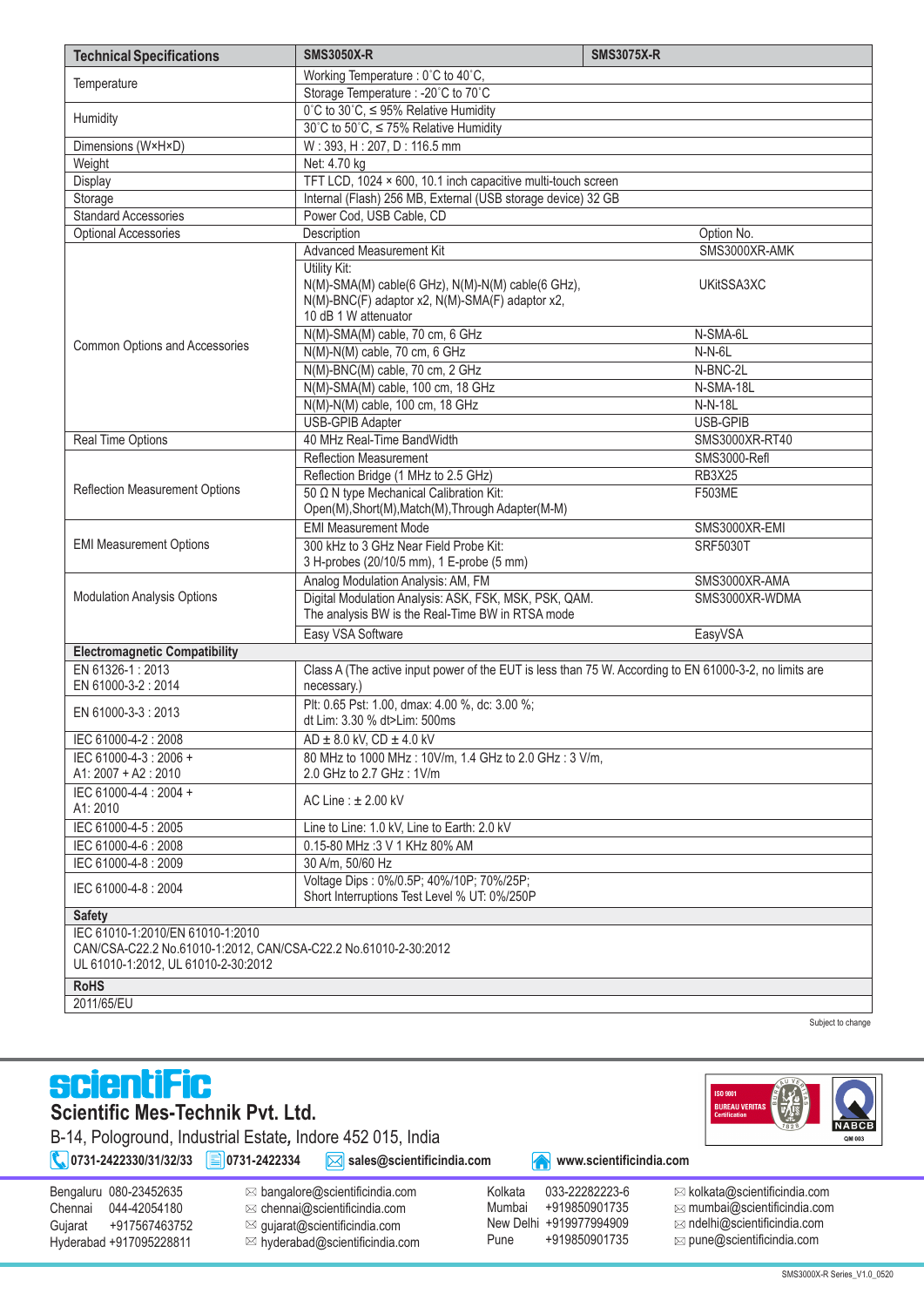| Technical Specifications | SMS3050X-R | SMS3075X-R |
|---|---|---|
| Temperature | Working Temperature : 0˚C to 40˚C, | |
| | Storage Temperature : -20˚C to 70˚C | |
| Humidity | 0˚C to 30˚C, ≤ 95% Relative Humidity | |
| | 30˚C to 50˚C, ≤ 75% Relative Humidity | |
| Dimensions (W×H×D) | W : 393, H : 207, D : 116.5 mm | |
| Weight | Net: 4.70 kg | |
| Display | TFT LCD, 1024 × 600, 10.1 inch capacitive multi-touch screen | |
| Storage | Internal (Flash) 256 MB, External (USB storage device) 32 GB | |
| Standard Accessories | Power Cod, USB Cable, CD | |
| Optional Accessories | Description | Option No. |
| Common Options and Accessories | Advanced Measurement Kit | SMS3000XR-AMK |
| | Utility Kit: N(M)-SMA(M) cable(6 GHz), N(M)-N(M) cable(6 GHz), N(M)-BNC(F) adaptor x2, N(M)-SMA(F) adaptor x2, 10 dB 1 W attenuator | UKitSSA3XC |
| | N(M)-SMA(M) cable, 70 cm, 6 GHz | N-SMA-6L |
| | N(M)-N(M) cable, 70 cm, 6 GHz | N-N-6L |
| | N(M)-BNC(M) cable, 70 cm, 2 GHz | N-BNC-2L |
| | N(M)-SMA(M) cable, 100 cm, 18 GHz | N-SMA-18L |
| | N(M)-N(M) cable, 100 cm, 18 GHz | N-N-18L |
| | USB-GPIB Adapter | USB-GPIB |
| Real Time Options | 40 MHz Real-Time BandWidth | SMS3000XR-RT40 |
| Reflection Measurement Options | Reflection Measurement | SMS3000-Refl |
| | Reflection Bridge (1 MHz to 2.5 GHz) | RB3X25 |
| | 50 Ω N type Mechanical Calibration Kit: Open(M),Short(M),Match(M),Through Adapter(M-M) | F503ME |
| EMI Measurement Options | EMI Measurement Mode | SMS3000XR-EMI |
| | 300 kHz to 3 GHz Near Field Probe Kit: 3 H-probes (20/10/5 mm), 1 E-probe (5 mm) | SRF5030T |
| Modulation Analysis Options | Analog Modulation Analysis: AM, FM | SMS3000XR-AMA |
| | Digital Modulation Analysis: ASK, FSK, MSK, PSK, QAM. The analysis BW is the Real-Time BW in RTSA mode | SMS3000XR-WDMA |
| | Easy VSA Software | EasyVSA |
| **Electromagnetic Compatibility** | | |
| EN 61326-1 : 2013<br>EN 61000-3-2 : 2014 | Class A (The active input power of the EUT is less than 75 W. According to EN 61000-3-2, no limits are necessary.) | |
| EN 61000-3-3 : 2013 | Plt: 0.65 Pst: 1.00, dmax: 4.00 %, dc: 3.00 %; dt Lim: 3.30 % dt>Lim: 500ms | |
| IEC 61000-4-2 : 2008 | AD ± 8.0 kV, CD ± 4.0 kV | |
| IEC 61000-4-3 : 2006 + A1: 2007 + A2 : 2010 | 80 MHz to 1000 MHz : 10V/m, 1.4 GHz to 2.0 GHz : 3 V/m, 2.0 GHz to 2.7 GHz : 1V/m | |
| IEC 61000-4-4 : 2004 + A1: 2010 | AC Line : ± 2.00 kV | |
| IEC 61000-4-5 : 2005 | Line to Line: 1.0 kV, Line to Earth: 2.0 kV | |
| IEC 61000-4-6 : 2008 | 0.15-80 MHz :3 V 1 KHz 80% AM | |
| IEC 61000-4-8 : 2009 | 30 A/m, 50/60 Hz | |
| IEC 61000-4-8 : 2004 | Voltage Dips : 0%/0.5P; 40%/10P; 70%/25P; Short Interruptions Test Level % UT: 0%/250P | |
| **Safety** | | |
| IEC 61010-1:2010/EN 61010-1:2010<br>CAN/CSA-C22.2 No.61010-1:2012, CAN/CSA-C22.2 No.61010-2-30:2012<br>UL 61010-1:2012, UL 61010-2-30:2012 | | |
| **RoHS** | | |
| 2011/65/EU | | |

Subject to change

**scientific**

**Scientific Mes-Technik Pvt. Ltd.**

B-14, Pologround, Industrial Estate, Indore 452 015, India

0731-2422330/31/32/33 | 0731-2422334 | sales@scientificindia.com | www.scientificindia.com

ISO 9001 BUREAU VERITAS Certification | NABCB QM 003

Bengaluru 080-23452635 — bangalore@scientificindia.com
Chennai 044-42054180 — chennai@scientificindia.com
Gujarat +917567463752 — gujarat@scientificindia.com
Hyderabad +917095228811 — hyderabad@scientificindia.com
Kolkata 033-22282223-6 — kolkata@scientificindia.com
Mumbai +919850901735 — mumbai@scientificindia.com
New Delhi +919977994909 — ndelhi@scientificindia.com
Pune +919850901735 — pune@scientificindia.com

SMS3000X-R Series_V1.0_0520